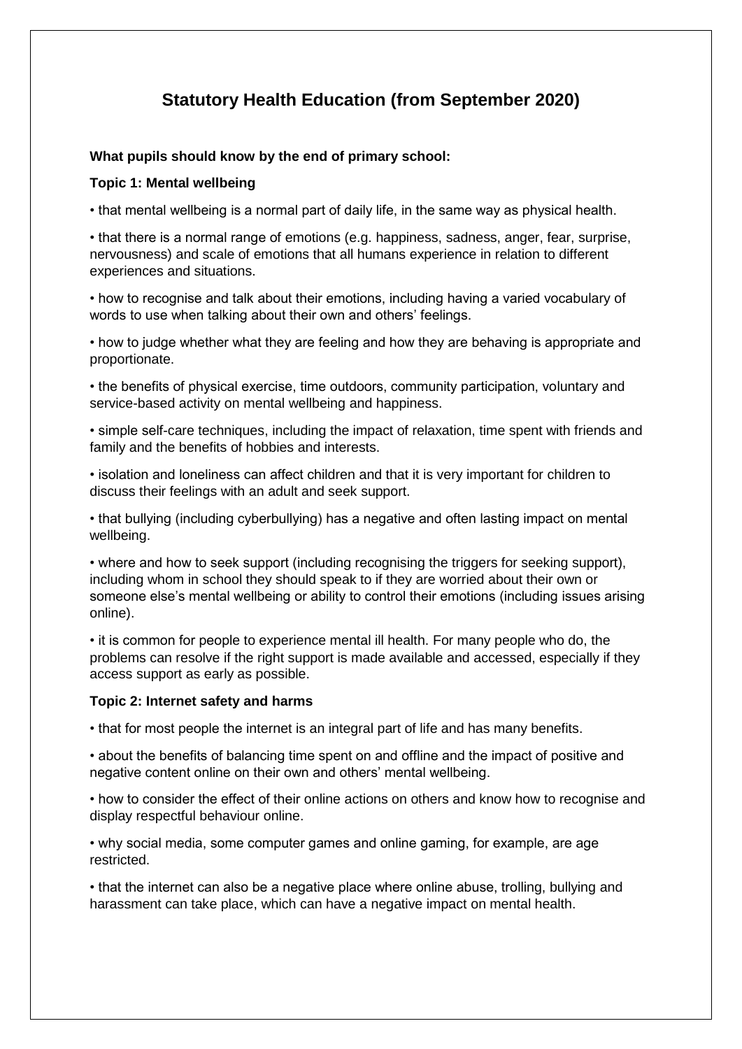# Statutory Health Education (from September 2020)

**What pupils should know by the end of primary school:**

**Topic 1: Mental wellbeing**

• that mental wellbeing is a normal part of daily life, in the same way as physical health.

• that there is a normal range of emotions (e.g. happiness, sadness, anger, fear, surprise, nervousness) and scale of emotions that all humans experience in relation to different experiences and situations.

• how to recognise and talk about their emotions, including having a varied vocabulary of words to use when talking about their own and others' feelings.

• how to judge whether what they are feeling and how they are behaving is appropriate and proportionate.

• the benefits of physical exercise, time outdoors, community participation, voluntary and service-based activity on mental wellbeing and happiness.

• simple self-care techniques, including the impact of relaxation, time spent with friends and family and the benefits of hobbies and interests.

• isolation and loneliness can affect children and that it is very important for children to discuss their feelings with an adult and seek support.

• that bullying (including cyberbullying) has a negative and often lasting impact on mental wellbeing.

• where and how to seek support (including recognising the triggers for seeking support), including whom in school they should speak to if they are worried about their own or someone else's mental wellbeing or ability to control their emotions (including issues arising online).

• it is common for people to experience mental ill health. For many people who do, the problems can resolve if the right support is made available and accessed, especially if they access support as early as possible.

**Topic 2: Internet safety and harms**

• that for most people the internet is an integral part of life and has many benefits.

• about the benefits of balancing time spent on and offline and the impact of positive and negative content online on their own and others' mental wellbeing.

• how to consider the effect of their online actions on others and know how to recognise and display respectful behaviour online.

• why social media, some computer games and online gaming, for example, are age restricted.

• that the internet can also be a negative place where online abuse, trolling, bullying and harassment can take place, which can have a negative impact on mental health.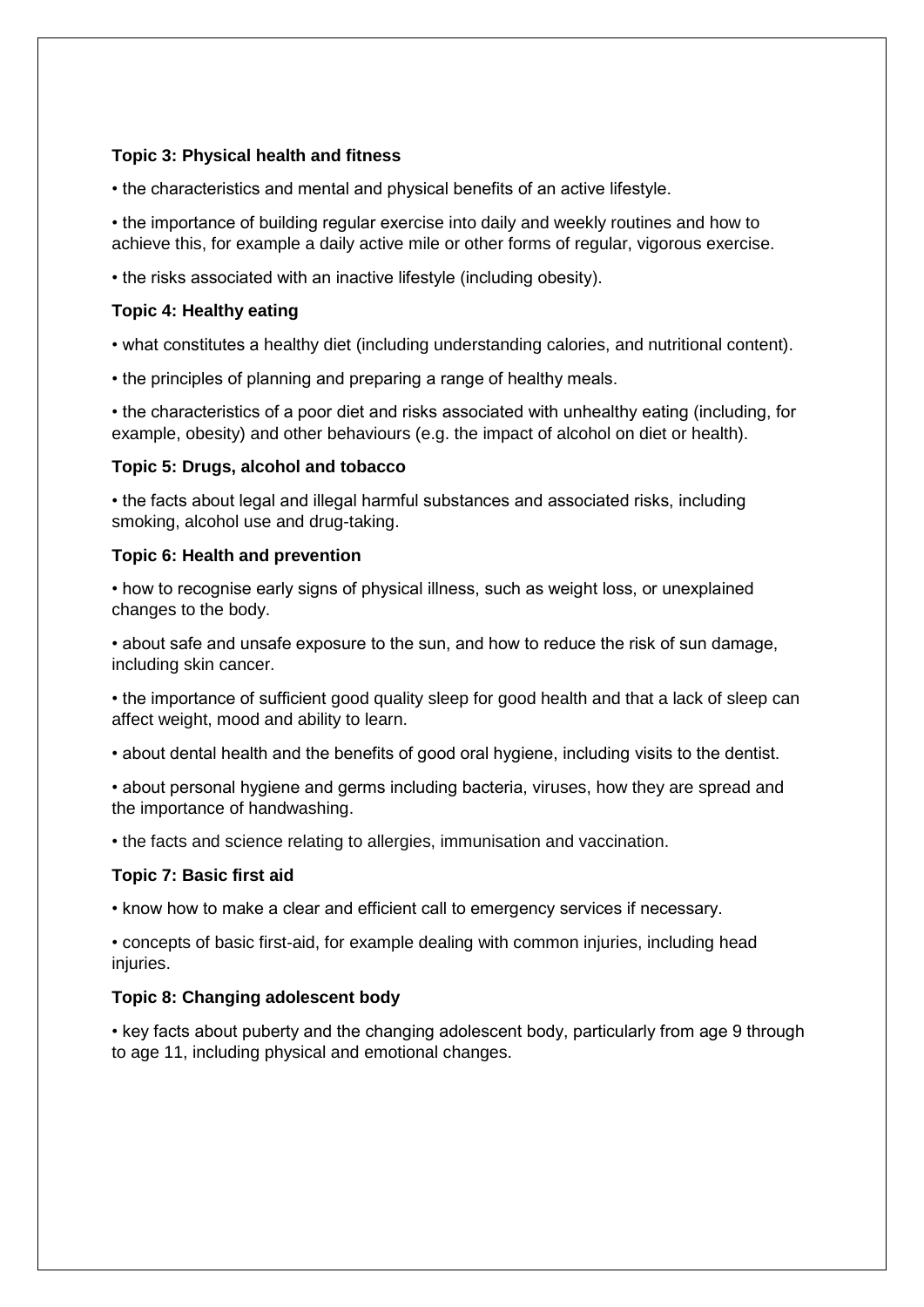**Topic 3: Physical health and fitness**

• the characteristics and mental and physical benefits of an active lifestyle.

• the importance of building regular exercise into daily and weekly routines and how to achieve this, for example a daily active mile or other forms of regular, vigorous exercise.

• the risks associated with an inactive lifestyle (including obesity).

**Topic 4: Healthy eating**

• what constitutes a healthy diet (including understanding calories, and nutritional content).

• the principles of planning and preparing a range of healthy meals.

• the characteristics of a poor diet and risks associated with unhealthy eating (including, for example, obesity) and other behaviours (e.g. the impact of alcohol on diet or health).

**Topic 5: Drugs, alcohol and tobacco**

• the facts about legal and illegal harmful substances and associated risks, including smoking, alcohol use and drug-taking.

**Topic 6: Health and prevention**

• how to recognise early signs of physical illness, such as weight loss, or unexplained changes to the body.

• about safe and unsafe exposure to the sun, and how to reduce the risk of sun damage, including skin cancer.

• the importance of sufficient good quality sleep for good health and that a lack of sleep can affect weight, mood and ability to learn.

• about dental health and the benefits of good oral hygiene, including visits to the dentist.

• about personal hygiene and germs including bacteria, viruses, how they are spread and the importance of handwashing.

• the facts and science relating to allergies, immunisation and vaccination.

**Topic 7: Basic first aid**

• know how to make a clear and efficient call to emergency services if necessary.

• concepts of basic first-aid, for example dealing with common injuries, including head injuries.

**Topic 8: Changing adolescent body**

• key facts about puberty and the changing adolescent body, particularly from age 9 through to age 11, including physical and emotional changes.